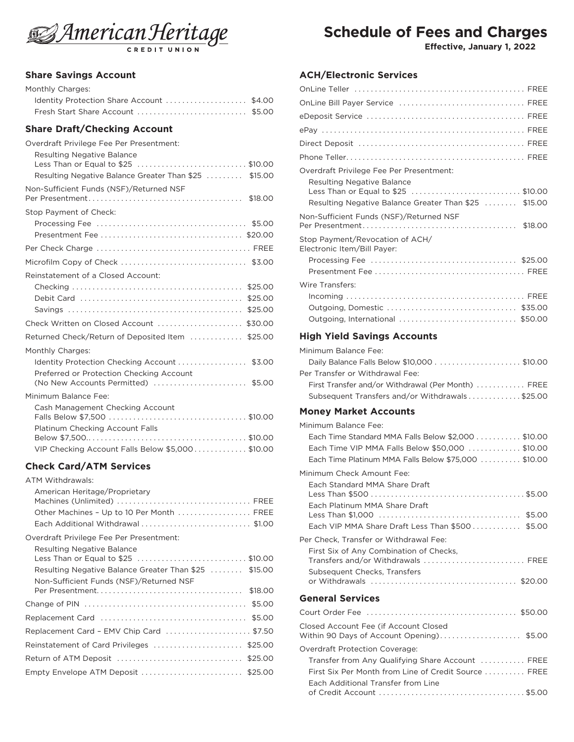# American Heritage Credit Union

# Schedule of Fees and Charges

**Effective, January 1, 2022**

## Share Savings Account

Monthly Charges:

| Item | Fee |
|---|---|
| Identity Protection Share Account | $4.00 |
| Fresh Start Share Account | $5.00 |

## Share Draft/Checking Account

| Item | Fee |
|---|---|
| **Overdraft Privilege Fee Per Presentment:** | |
| Resulting Negative Balance Less Than or Equal to $25 | $10.00 |
| Resulting Negative Balance Greater Than $25 | $15.00 |
| Non-Sufficient Funds (NSF)/Returned NSF Per Presentment | $18.00 |
| **Stop Payment of Check:** | |
| Processing Fee | $5.00 |
| Presentment Fee | $20.00 |
| Per Check Charge | FREE |
| Microfilm Copy of Check | $3.00 |
| **Reinstatement of a Closed Account:** | |
| Checking | $25.00 |
| Debit Card | $25.00 |
| Savings | $25.00 |
| Check Written on Closed Account | $30.00 |
| Returned Check/Return of Deposited Item | $25.00 |
| **Monthly Charges:** | |
| Identity Protection Checking Account | $3.00 |
| Preferred or Protection Checking Account (No New Accounts Permitted) | $5.00 |
| **Minimum Balance Fee:** | |
| Cash Management Checking Account Falls Below $7,500 | $10.00 |
| Platinum Checking Account Falls Below $7,500 | $10.00 |
| VIP Checking Account Falls Below $5,000 | $10.00 |

## Check Card/ATM Services

| Item | Fee |
|---|---|
| **ATM Withdrawals:** | |
| American Heritage/Proprietary Machines (Unlimited) | FREE |
| Other Machines – Up to 10 Per Month | FREE |
| Each Additional Withdrawal | $1.00 |
| **Overdraft Privilege Fee Per Presentment:** | |
| Resulting Negative Balance Less Than or Equal to $25 | $10.00 |
| Resulting Negative Balance Greater Than $25 | $15.00 |
| Non-Sufficient Funds (NSF)/Returned NSF Per Presentment | $18.00 |
| Change of PIN | $5.00 |
| Replacement Card | $5.00 |
| Replacement Card – EMV Chip Card | $7.50 |
| Reinstatement of Card Privileges | $25.00 |
| Return of ATM Deposit | $25.00 |
| Empty Envelope ATM Deposit | $25.00 |

## ACH/Electronic Services

| Item | Fee |
|---|---|
| OnLine Teller | FREE |
| OnLine Bill Payer Service | FREE |
| eDeposit Service | FREE |
| ePay | FREE |
| Direct Deposit | FREE |
| Phone Teller | FREE |
| **Overdraft Privilege Fee Per Presentment:** | |
| Resulting Negative Balance Less Than or Equal to $25 | $10.00 |
| Resulting Negative Balance Greater Than $25 | $15.00 |
| Non-Sufficient Funds (NSF)/Returned NSF Per Presentment | $18.00 |
| **Stop Payment/Revocation of ACH/ Electronic Item/Bill Payer:** | |
| Processing Fee | $25.00 |
| Presentment Fee | FREE |
| **Wire Transfers:** | |
| Incoming | FREE |
| Outgoing, Domestic | $35.00 |
| Outgoing, International | $50.00 |

## High Yield Savings Accounts

| Item | Fee |
|---|---|
| **Minimum Balance Fee:** | |
| Daily Balance Falls Below $10,000 | $10.00 |
| **Per Transfer or Withdrawal Fee:** | |
| First Transfer and/or Withdrawal (Per Month) | FREE |
| Subsequent Transfers and/or Withdrawals | $25.00 |

## Money Market Accounts

| Item | Fee |
|---|---|
| **Minimum Balance Fee:** | |
| Each Time Standard MMA Falls Below $2,000 | $10.00 |
| Each Time VIP MMA Falls Below $50,000 | $10.00 |
| Each Time Platinum MMA Falls Below $75,000 | $10.00 |
| **Minimum Check Amount Fee:** | |
| Each Standard MMA Share Draft Less Than $500 | $5.00 |
| Each Platinum MMA Share Draft Less Than $1,000 | $5.00 |
| Each VIP MMA Share Draft Less Than $500 | $5.00 |
| **Per Check, Transfer or Withdrawal Fee:** | |
| First Six of Any Combination of Checks, Transfers and/or Withdrawals | FREE |
| Subsequent Checks, Transfers or Withdrawals | $20.00 |

## General Services

| Item | Fee |
|---|---|
| Court Order Fee | $50.00 |
| Closed Account Fee (if Account Closed Within 90 Days of Account Opening) | $5.00 |
| **Overdraft Protection Coverage:** | |
| Transfer from Any Qualifying Share Account | FREE |
| First Six Per Month from Line of Credit Source | FREE |
| Each Additional Transfer from Line of Credit Account | $5.00 |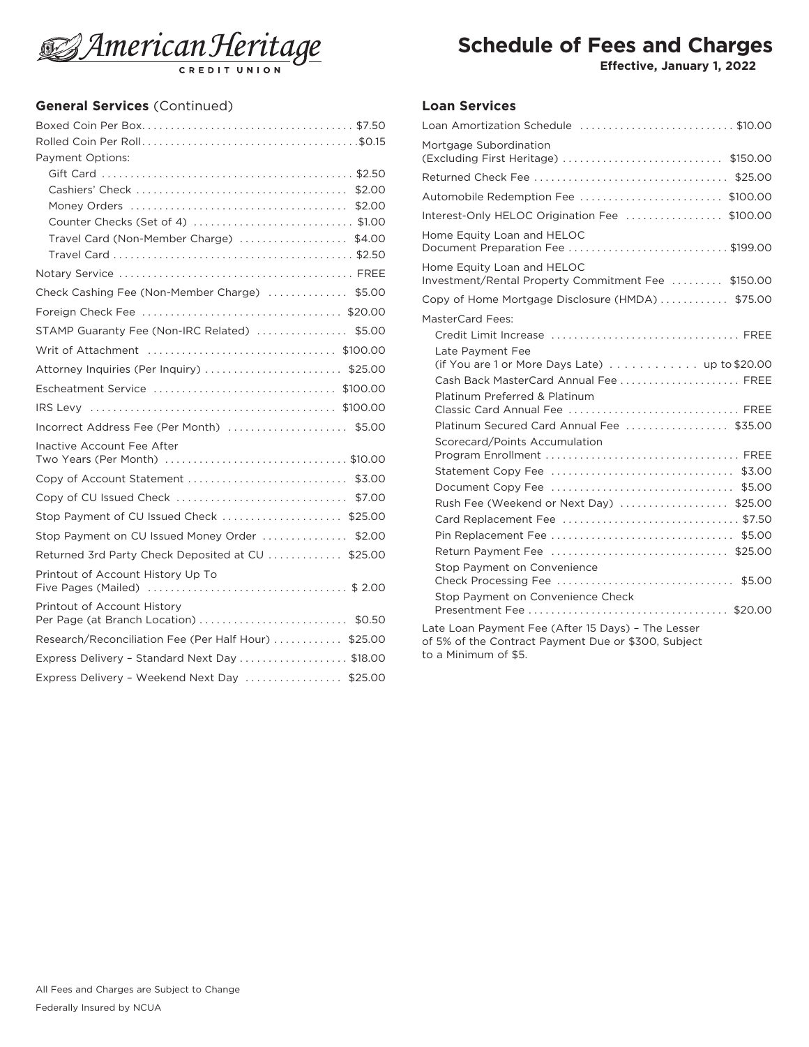# American Heritage Credit Union

# Schedule of Fees and Charges

**Effective, January 1, 2022**

## General Services (Continued)

| | |
|---|---|
| Boxed Coin Per Box | $7.50 |
| Rolled Coin Per Roll | $0.15 |
| Payment Options: | |
| Gift Card | $2.50 |
| Cashiers' Check | $2.00 |
| Money Orders | $2.00 |
| Counter Checks (Set of 4) | $1.00 |
| Travel Card (Non-Member Charge) | $4.00 |
| Travel Card | $2.50 |
| Notary Service | FREE |
| Check Cashing Fee (Non-Member Charge) | $5.00 |
| Foreign Check Fee | $20.00 |
| STAMP Guaranty Fee (Non-IRC Related) | $5.00 |
| Writ of Attachment | $100.00 |
| Attorney Inquiries (Per Inquiry) | $25.00 |
| Escheatment Service | $100.00 |
| IRS Levy | $100.00 |
| Incorrect Address Fee (Per Month) | $5.00 |
| Inactive Account Fee After Two Years (Per Month) | $10.00 |
| Copy of Account Statement | $3.00 |
| Copy of CU Issued Check | $7.00 |
| Stop Payment of CU Issued Check | $25.00 |
| Stop Payment on CU Issued Money Order | $2.00 |
| Returned 3rd Party Check Deposited at CU | $25.00 |
| Printout of Account History Up To Five Pages (Mailed) | $ 2.00 |
| Printout of Account History Per Page (at Branch Location) | $0.50 |
| Research/Reconciliation Fee (Per Half Hour) | $25.00 |
| Express Delivery – Standard Next Day | $18.00 |
| Express Delivery – Weekend Next Day | $25.00 |

## Loan Services

| | |
|---|---|
| Loan Amortization Schedule | $10.00 |
| Mortgage Subordination (Excluding First Heritage) | $150.00 |
| Returned Check Fee | $25.00 |
| Automobile Redemption Fee | $100.00 |
| Interest-Only HELOC Origination Fee | $100.00 |
| Home Equity Loan and HELOC Document Preparation Fee | $199.00 |
| Home Equity Loan and HELOC Investment/Rental Property Commitment Fee | $150.00 |
| Copy of Home Mortgage Disclosure (HMDA) | $75.00 |
| MasterCard Fees: | |
| Credit Limit Increase | FREE |
| Late Payment Fee (if You are 1 or More Days Late) | up to $20.00 |
| Cash Back MasterCard Annual Fee | FREE |
| Platinum Preferred & Platinum Classic Card Annual Fee | FREE |
| Platinum Secured Card Annual Fee | $35.00 |
| Scorecard/Points Accumulation Program Enrollment | FREE |
| Statement Copy Fee | $3.00 |
| Document Copy Fee | $5.00 |
| Rush Fee (Weekend or Next Day) | $25.00 |
| Card Replacement Fee | $7.50 |
| Pin Replacement Fee | $5.00 |
| Return Payment Fee | $25.00 |
| Stop Payment on Convenience Check Processing Fee | $5.00 |
| Stop Payment on Convenience Check Presentment Fee | $20.00 |

Late Loan Payment Fee (After 15 Days) – The Lesser of 5% of the Contract Payment Due or $300, Subject to a Minimum of $5.

All Fees and Charges are Subject to Change

Federally Insured by NCUA